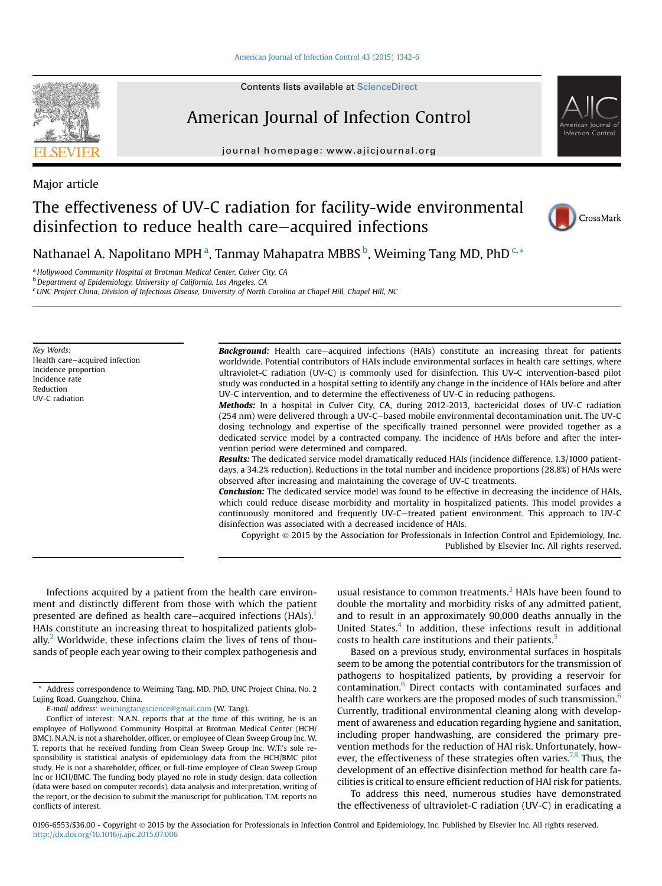Major article

# The effectiveness of UV-C radiation for facility-wide environmental disinfection to reduce health care–acquired infections

Nathanael A. Napolitano MPH [a], Tanmay Mahapatra MBBS [b], Weiming Tang MD, PhD [c,*]

[a] Hollywood Community Hospital at Brotman Medical Center, Culver City, CA
[b] Department of Epidemiology, University of California, Los Angeles, CA
[c] UNC Project China, Division of Infectious Disease, University of North Carolina at Chapel Hill, Chapel Hill, NC

*Key Words:*
Health care–acquired infection
Incidence proportion
Incidence rate
Reduction
UV-C radiation

***Background:*** Health care–acquired infections (HAIs) constitute an increasing threat for patients worldwide. Potential contributors of HAIs include environmental surfaces in health care settings, where ultraviolet-C radiation (UV-C) is commonly used for disinfection. This UV-C intervention-based pilot study was conducted in a hospital setting to identify any change in the incidence of HAIs before and after UV-C intervention, and to determine the effectiveness of UV-C in reducing pathogens.

***Methods:*** In a hospital in Culver City, CA, during 2012-2013, bactericidal doses of UV-C radiation (254 nm) were delivered through a UV-C–based mobile environmental decontamination unit. The UV-C dosing technology and expertise of the specifically trained personnel were provided together as a dedicated service model by a contracted company. The incidence of HAIs before and after the intervention period were determined and compared.

***Results:*** The dedicated service model dramatically reduced HAIs (incidence difference, 1.3/1000 patient-days, a 34.2% reduction). Reductions in the total number and incidence proportions (28.8%) of HAIs were observed after increasing and maintaining the coverage of UV-C treatments.

***Conclusion:*** The dedicated service model was found to be effective in decreasing the incidence of HAIs, which could reduce disease morbidity and mortality in hospitalized patients. This model provides a continuously monitored and frequently UV-C–treated patient environment. This approach to UV-C disinfection was associated with a decreased incidence of HAIs.

Copyright © 2015 by the Association for Professionals in Infection Control and Epidemiology, Inc. Published by Elsevier Inc. All rights reserved.

Infections acquired by a patient from the health care environment and distinctly different from those with which the patient presented are defined as health care–acquired infections (HAIs).[1] HAIs constitute an increasing threat to hospitalized patients globally.[2] Worldwide, these infections claim the lives of tens of thousands of people each year owing to their complex pathogenesis and usual resistance to common treatments.[3] HAIs have been found to double the mortality and morbidity risks of any admitted patient, and to result in an approximately 90,000 deaths annually in the United States.[4] In addition, these infections result in additional costs to health care institutions and their patients.[5]

Based on a previous study, environmental surfaces in hospitals seem to be among the potential contributors for the transmission of pathogens to hospitalized patients, by providing a reservoir for contamination.[6] Direct contacts with contaminated surfaces and health care workers are the proposed modes of such transmission.[6] Currently, traditional environmental cleaning along with development of awareness and education regarding hygiene and sanitation, including proper handwashing, are considered the primary prevention methods for the reduction of HAI risk. Unfortunately, however, the effectiveness of these strategies often varies.[7,8] Thus, the development of an effective disinfection method for health care facilities is critical to ensure efficient reduction of HAI risk for patients.

To address this need, numerous studies have demonstrated the effectiveness of ultraviolet-C radiation (UV-C) in eradicating a

\* Address correspondence to Weiming Tang, MD, PhD, UNC Project China, No. 2 Lujing Road, Guangzhou, China.

*E-mail address:* weimingtangscience@gmail.com (W. Tang).

Conflict of interest: N.A.N. reports that at the time of this writing, he is an employee of Hollywood Community Hospital at Brotman Medical Center (HCH/BMC). N.A.N. is not a shareholder, officer, or employee of Clean Sweep Group Inc. W. T. reports that he received funding from Clean Sweep Group Inc. W.T.'s sole responsibility is statistical analysis of epidemiology data from the HCH/BMC pilot study. He is not a shareholder, officer, or full-time employee of Clean Sweep Group Inc or HCH/BMC. The funding body played no role in study design, data collection (data were based on computer records), data analysis and interpretation, writing of the report, or the decision to submit the manuscript for publication. T.M. reports no conflicts of interest.

0196-6553/$36.00 - Copyright © 2015 by the Association for Professionals in Infection Control and Epidemiology, Inc. Published by Elsevier Inc. All rights reserved.
http://dx.doi.org/10.1016/j.ajic.2015.07.006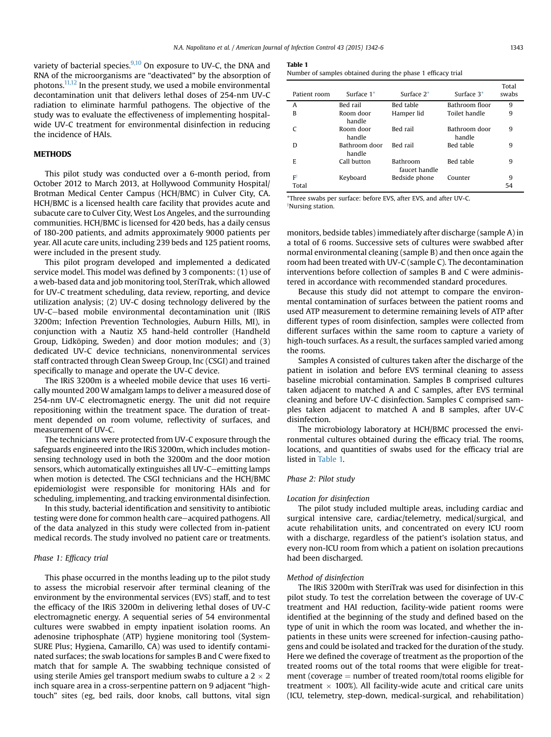variety of bacterial species.[9,10] On exposure to UV-C, the DNA and RNA of the microorganisms are "deactivated" by the absorption of photons.[11,12] In the present study, we used a mobile environmental decontamination unit that delivers lethal doses of 254-nm UV-C radiation to eliminate harmful pathogens. The objective of the study was to evaluate the effectiveness of implementing hospital-wide UV-C treatment for environmental disinfection in reducing the incidence of HAIs.

## METHODS

This pilot study was conducted over a 6-month period, from October 2012 to March 2013, at Hollywood Community Hospital/Brotman Medical Center Campus (HCH/BMC) in Culver City, CA. HCH/BMC is a licensed health care facility that provides acute and subacute care to Culver City, West Los Angeles, and the surrounding communities. HCH/BMC is licensed for 420 beds, has a daily census of 180-200 patients, and admits approximately 9000 patients per year. All acute care units, including 239 beds and 125 patient rooms, were included in the present study.

This pilot program developed and implemented a dedicated service model. This model was defined by 3 components: (1) use of a web-based data and job monitoring tool, SteriTrak, which allowed for UV-C treatment scheduling, data review, reporting, and device utilization analysis; (2) UV-C dosing technology delivered by the UV-C–based mobile environmental decontamination unit (IRiS 3200m; Infection Prevention Technologies, Auburn Hills, MI), in conjunction with a Nautiz X5 hand-held controller (Handheld Group, Lidköping, Sweden) and door motion modules; and (3) dedicated UV-C device technicians, nonenvironmental services staff contracted through Clean Sweep Group, Inc (CSGI) and trained specifically to manage and operate the UV-C device.

The IRiS 3200m is a wheeled mobile device that uses 16 vertically mounted 200 W amalgam lamps to deliver a measured dose of 254-nm UV-C electromagnetic energy. The unit did not require repositioning within the treatment space. The duration of treatment depended on room volume, reflectivity of surfaces, and measurement of UV-C.

The technicians were protected from UV-C exposure through the safeguards engineered into the IRiS 3200m, which includes motion-sensing technology used in both the 3200m and the door motion sensors, which automatically extinguishes all UV-C–emitting lamps when motion is detected. The CSGI technicians and the HCH/BMC epidemiologist were responsible for monitoring HAIs and for scheduling, implementing, and tracking environmental disinfection.

In this study, bacterial identification and sensitivity to antibiotic testing were done for common health care–acquired pathogens. All of the data analyzed in this study were collected from in-patient medical records. The study involved no patient care or treatments.

### *Phase 1: Efficacy trial*

This phase occurred in the months leading up to the pilot study to assess the microbial reservoir after terminal cleaning of the environment by the environmental services (EVS) staff, and to test the efficacy of the IRiS 3200m in delivering lethal doses of UV-C electromagnetic energy. A sequential series of 54 environmental cultures were swabbed in empty inpatient isolation rooms. An adenosine triphosphate (ATP) hygiene monitoring tool (System-SURE Plus; Hygiena, Camarillo, CA) was used to identify contaminated surfaces; the swab locations for samples B and C were fixed to match that for sample A. The swabbing technique consisted of using sterile Amies gel transport medium swabs to culture a 2 × 2 inch square area in a cross-serpentine pattern on 9 adjacent "high-touch" sites (eg, bed rails, door knobs, call buttons, vital sign monitors, bedside tables) immediately after discharge (sample A) in a total of 6 rooms. Successive sets of cultures were swabbed after normal environmental cleaning (sample B) and then once again the room had been treated with UV-C (sample C). The decontamination interventions before collection of samples B and C were administered in accordance with recommended standard procedures.

**Table 1**
Number of samples obtained during the phase 1 efficacy trial

| Patient room | Surface 1* | Surface 2* | Surface 3* | Total swabs |
|---|---|---|---|---|
| A | Bed rail | Bed table | Bathroom floor | 9 |
| B | Room door handle | Hamper lid | Toilet handle | 9 |
| C | Room door handle | Bed rail | Bathroom door handle | 9 |
| D | Bathroom door handle | Bed rail | Bed table | 9 |
| E | Call button | Bathroom faucet handle | Bed table | 9 |
| F† | Keyboard | Bedside phone | Counter | 9 |
| Total | | | | 54 |

*Three swabs per surface: before EVS, after EVS, and after UV-C.
†Nursing station.

Because this study did not attempt to compare the environmental contamination of surfaces between the patient rooms and used ATP measurement to determine remaining levels of ATP after different types of room disinfection, samples were collected from different surfaces within the same room to capture a variety of high-touch surfaces. As a result, the surfaces sampled varied among the rooms.

Samples A consisted of cultures taken after the discharge of the patient in isolation and before EVS terminal cleaning to assess baseline microbial contamination. Samples B comprised cultures taken adjacent to matched A and C samples, after EVS terminal cleaning and before UV-C disinfection. Samples C comprised samples taken adjacent to matched A and B samples, after UV-C disinfection.

The microbiology laboratory at HCH/BMC processed the environmental cultures obtained during the efficacy trial. The rooms, locations, and quantities of swabs used for the efficacy trial are listed in Table 1.

### *Phase 2: Pilot study*

#### *Location for disinfection*

The pilot study included multiple areas, including cardiac and surgical intensive care, cardiac/telemetry, medical/surgical, and acute rehabilitation units, and concentrated on every ICU room with a discharge, regardless of the patient's isolation status, and every non-ICU room from which a patient on isolation precautions had been discharged.

#### *Method of disinfection*

The IRiS 3200m with SteriTrak was used for disinfection in this pilot study. To test the correlation between the coverage of UV-C treatment and HAI reduction, facility-wide patient rooms were identified at the beginning of the study and defined based on the type of unit in which the room was located, and whether the inpatients in these units were screened for infection-causing pathogens and could be isolated and tracked for the duration of the study. Here we defined the coverage of treatment as the proportion of the treated rooms out of the total rooms that were eligible for treatment (coverage = number of treated room/total rooms eligible for treatment × 100%). All facility-wide acute and critical care units (ICU, telemetry, step-down, medical-surgical, and rehabilitation)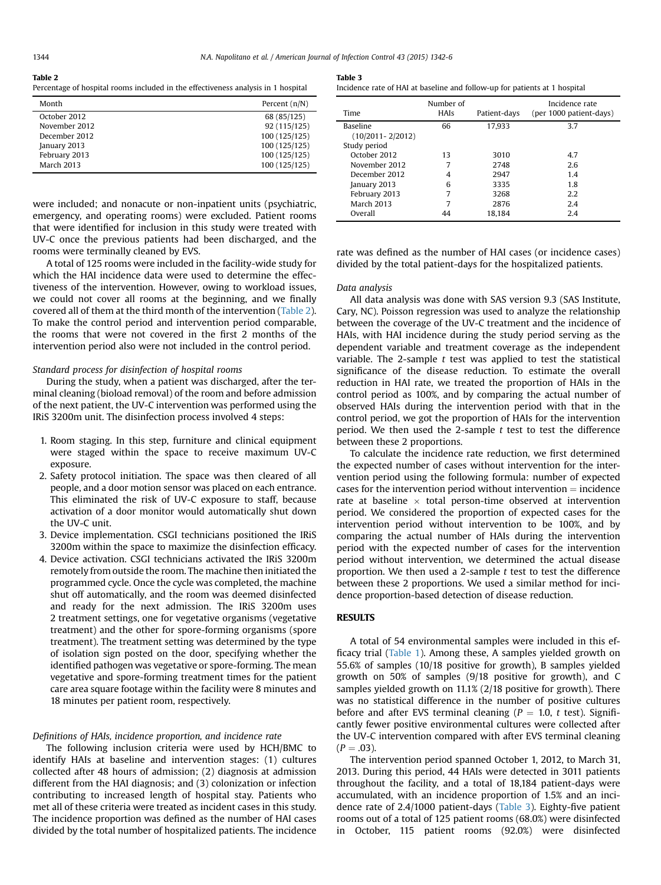**Table 2**
Percentage of hospital rooms included in the effectiveness analysis in 1 hospital

| Month | Percent (n/N) |
| --- | --- |
| October 2012 | 68 (85/125) |
| November 2012 | 92 (115/125) |
| December 2012 | 100 (125/125) |
| January 2013 | 100 (125/125) |
| February 2013 | 100 (125/125) |
| March 2013 | 100 (125/125) |

**Table 3**
Incidence rate of HAI at baseline and follow-up for patients at 1 hospital

| Time | Number of HAIs | Patient-days | Incidence rate (per 1000 patient-days) |
| --- | --- | --- | --- |
| Baseline (10/2011- 2/2012) | 66 | 17,933 | 3.7 |
| Study period | | | |
| October 2012 | 13 | 3010 | 4.7 |
| November 2012 | 7 | 2748 | 2.6 |
| December 2012 | 4 | 2947 | 1.4 |
| January 2013 | 6 | 3335 | 1.8 |
| February 2013 | 7 | 3268 | 2.2 |
| March 2013 | 7 | 2876 | 2.4 |
| Overall | 44 | 18,184 | 2.4 |

were included; and nonacute or non-inpatient units (psychiatric, emergency, and operating rooms) were excluded. Patient rooms that were identified for inclusion in this study were treated with UV-C once the previous patients had been discharged, and the rooms were terminally cleaned by EVS.

A total of 125 rooms were included in the facility-wide study for which the HAI incidence data were used to determine the effectiveness of the intervention. However, owing to workload issues, we could not cover all rooms at the beginning, and we finally covered all of them at the third month of the intervention (Table 2). To make the control period and intervention period comparable, the rooms that were not covered in the first 2 months of the intervention period also were not included in the control period.

*Standard process for disinfection of hospital rooms*

During the study, when a patient was discharged, after the terminal cleaning (bioload removal) of the room and before admission of the next patient, the UV-C intervention was performed using the IRiS 3200m unit. The disinfection process involved 4 steps:

1. Room staging. In this step, furniture and clinical equipment were staged within the space to receive maximum UV-C exposure.
2. Safety protocol initiation. The space was then cleared of all people, and a door motion sensor was placed on each entrance. This eliminated the risk of UV-C exposure to staff, because activation of a door monitor would automatically shut down the UV-C unit.
3. Device implementation. CSGI technicians positioned the IRiS 3200m within the space to maximize the disinfection efficacy.
4. Device activation. CSGI technicians activated the IRiS 3200m remotely from outside the room. The machine then initiated the programmed cycle. Once the cycle was completed, the machine shut off automatically, and the room was deemed disinfected and ready for the next admission. The IRiS 3200m uses 2 treatment settings, one for vegetative organisms (vegetative treatment) and the other for spore-forming organisms (spore treatment). The treatment setting was determined by the type of isolation sign posted on the door, specifying whether the identified pathogen was vegetative or spore-forming. The mean vegetative and spore-forming treatment times for the patient care area square footage within the facility were 8 minutes and 18 minutes per patient room, respectively.

*Definitions of HAIs, incidence proportion, and incidence rate*

The following inclusion criteria were used by HCH/BMC to identify HAIs at baseline and intervention stages: (1) cultures collected after 48 hours of admission; (2) diagnosis at admission different from the HAI diagnosis; and (3) colonization or infection contributing to increased length of hospital stay. Patients who met all of these criteria were treated as incident cases in this study. The incidence proportion was defined as the number of HAI cases divided by the total number of hospitalized patients. The incidence rate was defined as the number of HAI cases (or incidence cases) divided by the total patient-days for the hospitalized patients.

*Data analysis*

All data analysis was done with SAS version 9.3 (SAS Institute, Cary, NC). Poisson regression was used to analyze the relationship between the coverage of the UV-C treatment and the incidence of HAIs, with HAI incidence during the study period serving as the dependent variable and treatment coverage as the independent variable. The 2-sample *t* test was applied to test the statistical significance of the disease reduction. To estimate the overall reduction in HAI rate, we treated the proportion of HAIs in the control period as 100%, and by comparing the actual number of observed HAIs during the intervention period with that in the control period, we got the proportion of HAIs for the intervention period. We then used the 2-sample *t* test to test the difference between these 2 proportions.

To calculate the incidence rate reduction, we first determined the expected number of cases without intervention for the intervention period using the following formula: number of expected cases for the intervention period without intervention = incidence rate at baseline × total person-time observed at intervention period. We considered the proportion of expected cases for the intervention period without intervention to be 100%, and by comparing the actual number of HAIs during the intervention period with the expected number of cases for the intervention period without intervention, we determined the actual disease proportion. We then used a 2-sample *t* test to test the difference between these 2 proportions. We used a similar method for incidence proportion-based detection of disease reduction.

## RESULTS

A total of 54 environmental samples were included in this efficacy trial (Table 1). Among these, A samples yielded growth on 55.6% of samples (10/18 positive for growth), B samples yielded growth on 50% of samples (9/18 positive for growth), and C samples yielded growth on 11.1% (2/18 positive for growth). There was no statistical difference in the number of positive cultures before and after EVS terminal cleaning ($P = 1.0$, *t* test). Significantly fewer positive environmental cultures were collected after the UV-C intervention compared with after EVS terminal cleaning ($P = .03$).

The intervention period spanned October 1, 2012, to March 31, 2013. During this period, 44 HAIs were detected in 3011 patients throughout the facility, and a total of 18,184 patient-days were accumulated, with an incidence proportion of 1.5% and an incidence rate of 2.4/1000 patient-days (Table 3). Eighty-five patient rooms out of a total of 125 patient rooms (68.0%) were disinfected in October, 115 patient rooms (92.0%) were disinfected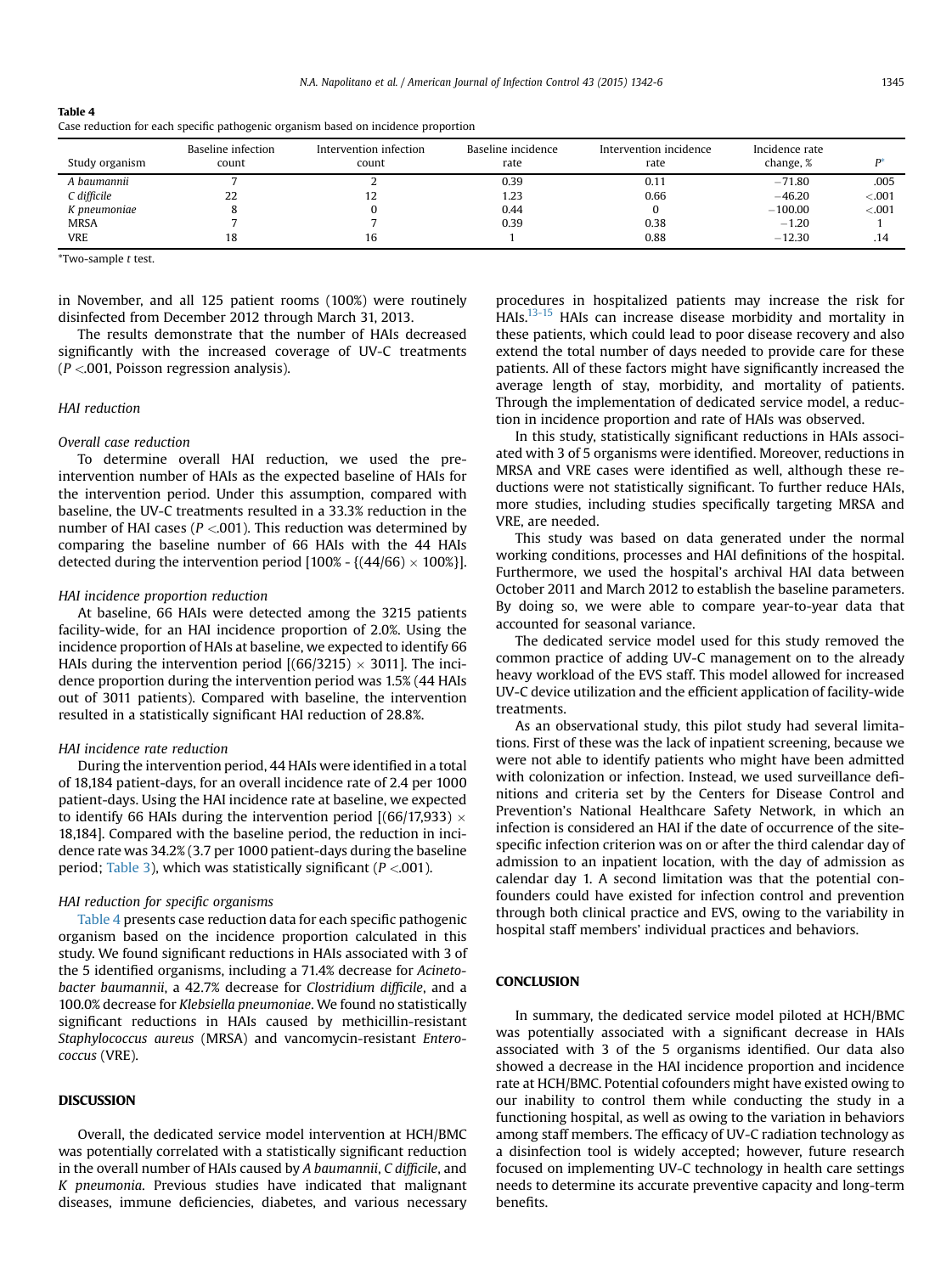**Table 4**
Case reduction for each specific pathogenic organism based on incidence proportion

| Study organism | Baseline infection count | Intervention infection count | Baseline incidence rate | Intervention incidence rate | Incidence rate change, % | P* |
|---|---|---|---|---|---|---|
| *A baumannii* | 7 | 2 | 0.39 | 0.11 | −71.80 | .005 |
| *C difficile* | 22 | 12 | 1.23 | 0.66 | −46.20 | <.001 |
| *K pneumoniae* | 8 | 0 | 0.44 | 0 | −100.00 | <.001 |
| MRSA | 7 | 7 | 0.39 | 0.38 | −1.20 | 1 |
| VRE | 18 | 16 | 1 | 0.88 | −12.30 | .14 |

*Two-sample *t* test.

in November, and all 125 patient rooms (100%) were routinely disinfected from December 2012 through March 31, 2013.

The results demonstrate that the number of HAIs decreased significantly with the increased coverage of UV-C treatments ($P <.001$, Poisson regression analysis).

### *HAI reduction*

#### *Overall case reduction*

To determine overall HAI reduction, we used the pre-intervention number of HAIs as the expected baseline of HAIs for the intervention period. Under this assumption, compared with baseline, the UV-C treatments resulted in a 33.3% reduction in the number of HAI cases ($P <.001$). This reduction was determined by comparing the baseline number of 66 HAIs with the 44 HAIs detected during the intervention period [100% - {(44/66) × 100%}].

#### *HAI incidence proportion reduction*

At baseline, 66 HAIs were detected among the 3215 patients facility-wide, for an HAI incidence proportion of 2.0%. Using the incidence proportion of HAIs at baseline, we expected to identify 66 HAIs during the intervention period [(66/3215) × 3011]. The incidence proportion during the intervention period was 1.5% (44 HAIs out of 3011 patients). Compared with baseline, the intervention resulted in a statistically significant HAI reduction of 28.8%.

#### *HAI incidence rate reduction*

During the intervention period, 44 HAIs were identified in a total of 18,184 patient-days, for an overall incidence rate of 2.4 per 1000 patient-days. Using the HAI incidence rate at baseline, we expected to identify 66 HAIs during the intervention period [(66/17,933) × 18,184]. Compared with the baseline period, the reduction in incidence rate was 34.2% (3.7 per 1000 patient-days during the baseline period; Table 3), which was statistically significant ($P <.001$).

#### *HAI reduction for specific organisms*

Table 4 presents case reduction data for each specific pathogenic organism based on the incidence proportion calculated in this study. We found significant reductions in HAIs associated with 3 of the 5 identified organisms, including a 71.4% decrease for *Acinetobacter baumannii*, a 42.7% decrease for *Clostridium difficile*, and a 100.0% decrease for *Klebsiella pneumoniae*. We found no statistically significant reductions in HAIs caused by methicillin-resistant *Staphylococcus aureus* (MRSA) and vancomycin-resistant *Enterococcus* (VRE).

## DISCUSSION

Overall, the dedicated service model intervention at HCH/BMC was potentially correlated with a statistically significant reduction in the overall number of HAIs caused by *A baumannii*, *C difficile*, and *K pneumonia*. Previous studies have indicated that malignant diseases, immune deficiencies, diabetes, and various necessary procedures in hospitalized patients may increase the risk for HAIs.[13-15] HAIs can increase disease morbidity and mortality in these patients, which could lead to poor disease recovery and also extend the total number of days needed to provide care for these patients. All of these factors might have significantly increased the average length of stay, morbidity, and mortality of patients. Through the implementation of dedicated service model, a reduction in incidence proportion and rate of HAIs was observed.

In this study, statistically significant reductions in HAIs associated with 3 of 5 organisms were identified. Moreover, reductions in MRSA and VRE cases were identified as well, although these reductions were not statistically significant. To further reduce HAIs, more studies, including studies specifically targeting MRSA and VRE, are needed.

This study was based on data generated under the normal working conditions, processes and HAI definitions of the hospital. Furthermore, we used the hospital's archival HAI data between October 2011 and March 2012 to establish the baseline parameters. By doing so, we were able to compare year-to-year data that accounted for seasonal variance.

The dedicated service model used for this study removed the common practice of adding UV-C management on to the already heavy workload of the EVS staff. This model allowed for increased UV-C device utilization and the efficient application of facility-wide treatments.

As an observational study, this pilot study had several limitations. First of these was the lack of inpatient screening, because we were not able to identify patients who might have been admitted with colonization or infection. Instead, we used surveillance definitions and criteria set by the Centers for Disease Control and Prevention's National Healthcare Safety Network, in which an infection is considered an HAI if the date of occurrence of the site-specific infection criterion was on or after the third calendar day of admission to an inpatient location, with the day of admission as calendar day 1. A second limitation was that the potential confounders could have existed for infection control and prevention through both clinical practice and EVS, owing to the variability in hospital staff members' individual practices and behaviors.

## CONCLUSION

In summary, the dedicated service model piloted at HCH/BMC was potentially associated with a significant decrease in HAIs associated with 3 of the 5 organisms identified. Our data also showed a decrease in the HAI incidence proportion and incidence rate at HCH/BMC. Potential cofounders might have existed owing to our inability to control them while conducting the study in a functioning hospital, as well as owing to the variation in behaviors among staff members. The efficacy of UV-C radiation technology as a disinfection tool is widely accepted; however, future research focused on implementing UV-C technology in health care settings needs to determine its accurate preventive capacity and long-term benefits.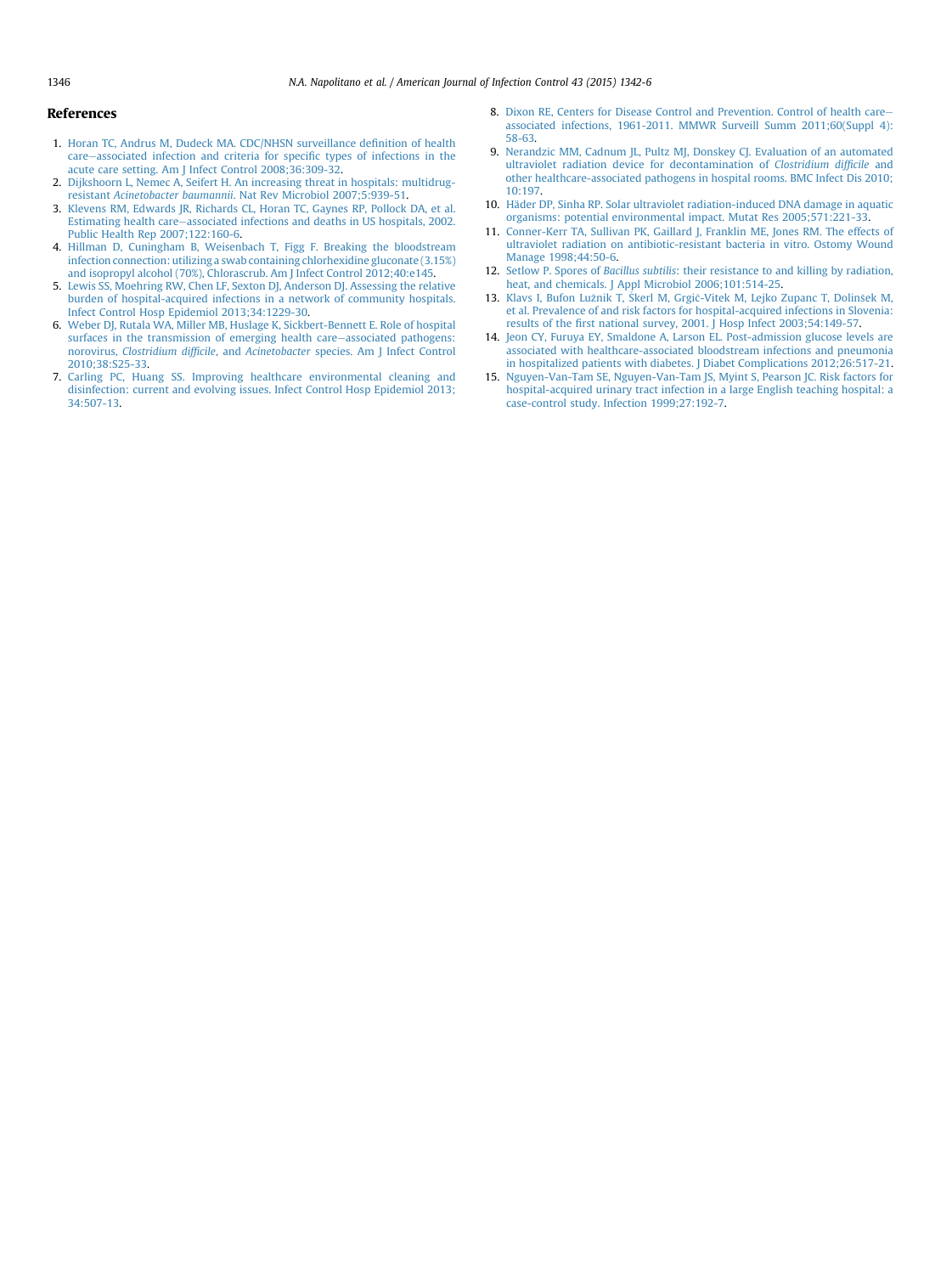## References

1. Horan TC, Andrus M, Dudeck MA. CDC/NHSN surveillance definition of health care–associated infection and criteria for specific types of infections in the acute care setting. Am J Infect Control 2008;36:309-32.
2. Dijkshoorn L, Nemec A, Seifert H. An increasing threat in hospitals: multidrug-resistant *Acinetobacter baumannii*. Nat Rev Microbiol 2007;5:939-51.
3. Klevens RM, Edwards JR, Richards CL, Horan TC, Gaynes RP, Pollock DA, et al. Estimating health care–associated infections and deaths in US hospitals, 2002. Public Health Rep 2007;122:160-6.
4. Hillman D, Cuningham B, Weisenbach T, Figg F. Breaking the bloodstream infection connection: utilizing a swab containing chlorhexidine gluconate (3.15%) and isopropyl alcohol (70%), Chlorascrub. Am J Infect Control 2012;40:e145.
5. Lewis SS, Moehring RW, Chen LF, Sexton DJ, Anderson DJ. Assessing the relative burden of hospital-acquired infections in a network of community hospitals. Infect Control Hosp Epidemiol 2013;34:1229-30.
6. Weber DJ, Rutala WA, Miller MB, Huslage K, Sickbert-Bennett E. Role of hospital surfaces in the transmission of emerging health care–associated pathogens: norovirus, *Clostridium difficile*, and *Acinetobacter* species. Am J Infect Control 2010;38:S25-33.
7. Carling PC, Huang SS. Improving healthcare environmental cleaning and disinfection: current and evolving issues. Infect Control Hosp Epidemiol 2013; 34:507-13.
8. Dixon RE, Centers for Disease Control and Prevention. Control of health care–associated infections, 1961-2011. MMWR Surveill Summ 2011;60(Suppl 4): 58-63.
9. Nerandzic MM, Cadnum JL, Pultz MJ, Donskey CJ. Evaluation of an automated ultraviolet radiation device for decontamination of *Clostridium difficile* and other healthcare-associated pathogens in hospital rooms. BMC Infect Dis 2010; 10:197.
10. Häder DP, Sinha RP. Solar ultraviolet radiation-induced DNA damage in aquatic organisms: potential environmental impact. Mutat Res 2005;571:221-33.
11. Conner-Kerr TA, Sullivan PK, Gaillard J, Franklin ME, Jones RM. The effects of ultraviolet radiation on antibiotic-resistant bacteria in vitro. Ostomy Wound Manage 1998;44:50-6.
12. Setlow P. Spores of *Bacillus subtilis*: their resistance to and killing by radiation, heat, and chemicals. J Appl Microbiol 2006;101:514-25.
13. Klavs I, Bufon Lužnik T, Škerl M, Grgič-Vitek M, Lejko Zupanc T, Dolinšek M, et al. Prevalence of and risk factors for hospital-acquired infections in Slovenia: results of the first national survey, 2001. J Hosp Infect 2003;54:149-57.
14. Jeon CY, Furuya EY, Smaldone A, Larson EL. Post-admission glucose levels are associated with healthcare-associated bloodstream infections and pneumonia in hospitalized patients with diabetes. J Diabet Complications 2012;26:517-21.
15. Nguyen-Van-Tam SE, Nguyen-Van-Tam JS, Myint S, Pearson JC. Risk factors for hospital-acquired urinary tract infection in a large English teaching hospital: a case-control study. Infection 1999;27:192-7.